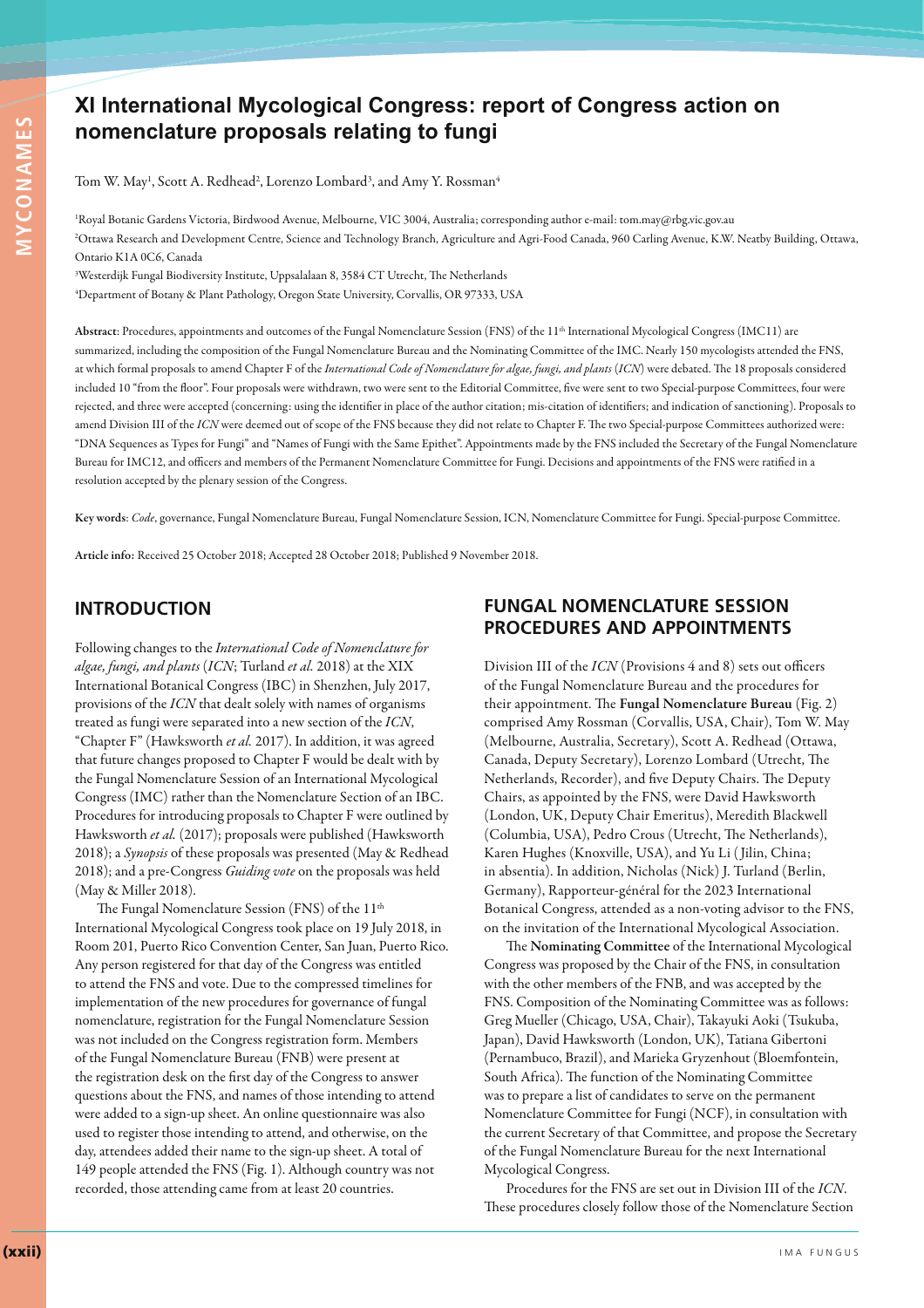# XI International Mycological Congress: report of Congress action on nomenclature proposals relating to fungi

Tom W. May[1], Scott A. Redhead[2], Lorenzo Lombard[3], and Amy Y. Rossman[4]

[1]Royal Botanic Gardens Victoria, Birdwood Avenue, Melbourne, VIC 3004, Australia; corresponding author e-mail: tom.may@rbg.vic.gov.au

[2]Ottawa Research and Development Centre, Science and Technology Branch, Agriculture and Agri-Food Canada, 960 Carling Avenue, K.W. Neatby Building, Ottawa, Ontario K1A 0C6, Canada

[3]Westerdijk Fungal Biodiversity Institute, Uppsalalaan 8, 3584 CT Utrecht, The Netherlands

[4]Department of Botany & Plant Pathology, Oregon State University, Corvallis, OR 97333, USA

**Abstract**: Procedures, appointments and outcomes of the Fungal Nomenclature Session (FNS) of the 11th International Mycological Congress (IMC11) are summarized, including the composition of the Fungal Nomenclature Bureau and the Nominating Committee of the IMC. Nearly 150 mycologists attended the FNS, at which formal proposals to amend Chapter F of the *International Code of Nomenclature for algae, fungi, and plants* (*ICN*) were debated. The 18 proposals considered included 10 "from the floor". Four proposals were withdrawn, two were sent to the Editorial Committee, five were sent to two Special-purpose Committees, four were rejected, and three were accepted (concerning: using the identifier in place of the author citation; mis-citation of identifiers; and indication of sanctioning). Proposals to amend Division III of the *ICN* were deemed out of scope of the FNS because they did not relate to Chapter F. The two Special-purpose Committees authorized were: "DNA Sequences as Types for Fungi" and "Names of Fungi with the Same Epithet". Appointments made by the FNS included the Secretary of the Fungal Nomenclature Bureau for IMC12, and officers and members of the Permanent Nomenclature Committee for Fungi. Decisions and appointments of the FNS were ratified in a resolution accepted by the plenary session of the Congress.

**Key words**: *Code*, governance, Fungal Nomenclature Bureau, Fungal Nomenclature Session, ICN, Nomenclature Committee for Fungi. Special-purpose Committee.

**Article info:** Received 25 October 2018; Accepted 28 October 2018; Published 9 November 2018.

## INTRODUCTION

Following changes to the *International Code of Nomenclature for algae, fungi, and plants* (*ICN*; Turland *et al.* 2018) at the XIX International Botanical Congress (IBC) in Shenzhen, July 2017, provisions of the *ICN* that dealt solely with names of organisms treated as fungi were separated into a new section of the *ICN*, "Chapter F" (Hawksworth *et al.* 2017). In addition, it was agreed that future changes proposed to Chapter F would be dealt with by the Fungal Nomenclature Session of an International Mycological Congress (IMC) rather than the Nomenclature Section of an IBC. Procedures for introducing proposals to Chapter F were outlined by Hawksworth *et al.* (2017); proposals were published (Hawksworth 2018); a *Synopsis* of these proposals was presented (May & Redhead 2018); and a pre-Congress *Guiding vote* on the proposals was held (May & Miller 2018).

The Fungal Nomenclature Session (FNS) of the 11th International Mycological Congress took place on 19 July 2018, in Room 201, Puerto Rico Convention Center, San Juan, Puerto Rico. Any person registered for that day of the Congress was entitled to attend the FNS and vote. Due to the compressed timelines for implementation of the new procedures for governance of fungal nomenclature, registration for the Fungal Nomenclature Session was not included on the Congress registration form. Members of the Fungal Nomenclature Bureau (FNB) were present at the registration desk on the first day of the Congress to answer questions about the FNS, and names of those intending to attend were added to a sign-up sheet. An online questionnaire was also used to register those intending to attend, and otherwise, on the day, attendees added their name to the sign-up sheet. A total of 149 people attended the FNS (Fig. 1). Although country was not recorded, those attending came from at least 20 countries.

## FUNGAL NOMENCLATURE SESSION PROCEDURES AND APPOINTMENTS

Division III of the *ICN* (Provisions 4 and 8) sets out officers of the Fungal Nomenclature Bureau and the procedures for their appointment. The **Fungal Nomenclature Bureau** (Fig. 2) comprised Amy Rossman (Corvallis, USA, Chair), Tom W. May (Melbourne, Australia, Secretary), Scott A. Redhead (Ottawa, Canada, Deputy Secretary), Lorenzo Lombard (Utrecht, The Netherlands, Recorder), and five Deputy Chairs. The Deputy Chairs, as appointed by the FNS, were David Hawksworth (London, UK, Deputy Chair Emeritus), Meredith Blackwell (Columbia, USA), Pedro Crous (Utrecht, The Netherlands), Karen Hughes (Knoxville, USA), and Yu Li (Jilin, China; in absentia). In addition, Nicholas (Nick) J. Turland (Berlin, Germany), Rapporteur-général for the 2023 International Botanical Congress, attended as a non-voting advisor to the FNS, on the invitation of the International Mycological Association.

The **Nominating Committee** of the International Mycological Congress was proposed by the Chair of the FNS, in consultation with the other members of the FNB, and was accepted by the FNS. Composition of the Nominating Committee was as follows: Greg Mueller (Chicago, USA, Chair), Takayuki Aoki (Tsukuba, Japan), David Hawksworth (London, UK), Tatiana Gibertoni (Pernambuco, Brazil), and Marieka Gryzenhout (Bloemfontein, South Africa). The function of the Nominating Committee was to prepare a list of candidates to serve on the permanent Nomenclature Committee for Fungi (NCF), in consultation with the current Secretary of that Committee, and propose the Secretary of the Fungal Nomenclature Bureau for the next International Mycological Congress.

Procedures for the FNS are set out in Division III of the *ICN*. These procedures closely follow those of the Nomenclature Section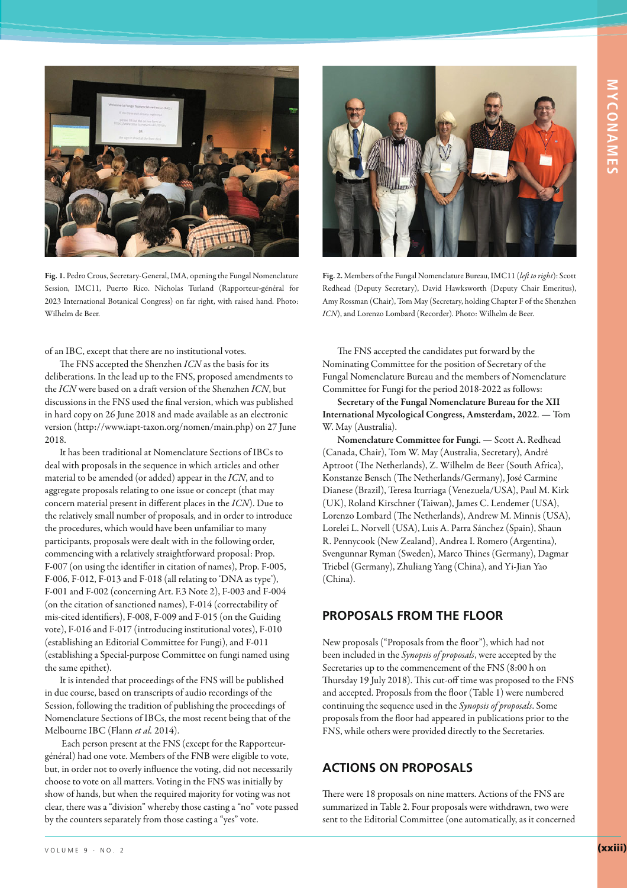Fig. 1. Pedro Crous, Secretary-General, IMA, opening the Fungal Nomenclature Session, IMC11, Puerto Rico. Nicholas Turland (Rapporteur-général for 2023 International Botanical Congress) on far right, with raised hand. Photo: Wilhelm de Beer.

Fig. 2. Members of the Fungal Nomenclature Bureau, IMC11 (*left to right*): Scott Redhead (Deputy Secretary), David Hawksworth (Deputy Chair Emeritus), Amy Rossman (Chair), Tom May (Secretary, holding Chapter F of the Shenzhen *ICN*), and Lorenzo Lombard (Recorder). Photo: Wilhelm de Beer.

of an IBC, except that there are no institutional votes.

The FNS accepted the Shenzhen *ICN* as the basis for its deliberations. In the lead up to the FNS, proposed amendments to the *ICN* were based on a draft version of the Shenzhen *ICN*, but discussions in the FNS used the final version, which was published in hard copy on 26 June 2018 and made available as an electronic version (http://www.iapt-taxon.org/nomen/main.php) on 27 June 2018.

It has been traditional at Nomenclature Sections of IBCs to deal with proposals in the sequence in which articles and other material to be amended (or added) appear in the *ICN*, and to aggregate proposals relating to one issue or concept (that may concern material present in different places in the *ICN*). Due to the relatively small number of proposals, and in order to introduce the procedures, which would have been unfamiliar to many participants, proposals were dealt with in the following order, commencing with a relatively straightforward proposal: Prop. F-007 (on using the identifier in citation of names), Prop. F-005, F-006, F-012, F-013 and F-018 (all relating to 'DNA as type'), F-001 and F-002 (concerning Art. F.3 Note 2), F-003 and F-004 (on the citation of sanctioned names), F-014 (correctability of mis-cited identifiers), F-008, F-009 and F-015 (on the Guiding vote), F-016 and F-017 (introducing institutional votes), F-010 (establishing an Editorial Committee for Fungi), and F-011 (establishing a Special-purpose Committee on fungi named using the same epithet).

It is intended that proceedings of the FNS will be published in due course, based on transcripts of audio recordings of the Session, following the tradition of publishing the proceedings of Nomenclature Sections of IBCs, the most recent being that of the Melbourne IBC (Flann *et al.* 2014).

Each person present at the FNS (except for the Rapporteur-général) had one vote. Members of the FNB were eligible to vote, but, in order not to overly influence the voting, did not necessarily choose to vote on all matters. Voting in the FNS was initially by show of hands, but when the required majority for voting was not clear, there was a "division" whereby those casting a "no" vote passed by the counters separately from those casting a "yes" vote.

The FNS accepted the candidates put forward by the Nominating Committee for the position of Secretary of the Fungal Nomenclature Bureau and the members of Nomenclature Committee for Fungi for the period 2018-2022 as follows:

**Secretary of the Fungal Nomenclature Bureau for the XII International Mycological Congress, Amsterdam, 2022.** — Tom W. May (Australia).

**Nomenclature Committee for Fungi.** — Scott A. Redhead (Canada, Chair), Tom W. May (Australia, Secretary), André Aptroot (The Netherlands), Z. Wilhelm de Beer (South Africa), Konstanze Bensch (The Netherlands/Germany), José Carmine Dianese (Brazil), Teresa Iturriaga (Venezuela/USA), Paul M. Kirk (UK), Roland Kirschner (Taiwan), James C. Lendemer (USA), Lorenzo Lombard (The Netherlands), Andrew M. Minnis (USA), Lorelei L. Norvell (USA), Luis A. Parra Sánchez (Spain), Shaun R. Pennycook (New Zealand), Andrea I. Romero (Argentina), Svengunnar Ryman (Sweden), Marco Thines (Germany), Dagmar Triebel (Germany), Zhuliang Yang (China), and Yi-Jian Yao (China).

## PROPOSALS FROM THE FLOOR

New proposals ("Proposals from the floor"), which had not been included in the *Synopsis of proposals*, were accepted by the Secretaries up to the commencement of the FNS (8:00 h on Thursday 19 July 2018). This cut-off time was proposed to the FNS and accepted. Proposals from the floor (Table 1) were numbered continuing the sequence used in the *Synopsis of proposals*. Some proposals from the floor had appeared in publications prior to the FNS, while others were provided directly to the Secretaries.

## ACTIONS ON PROPOSALS

There were 18 proposals on nine matters. Actions of the FNS are summarized in Table 2. Four proposals were withdrawn, two were sent to the Editorial Committee (one automatically, as it concerned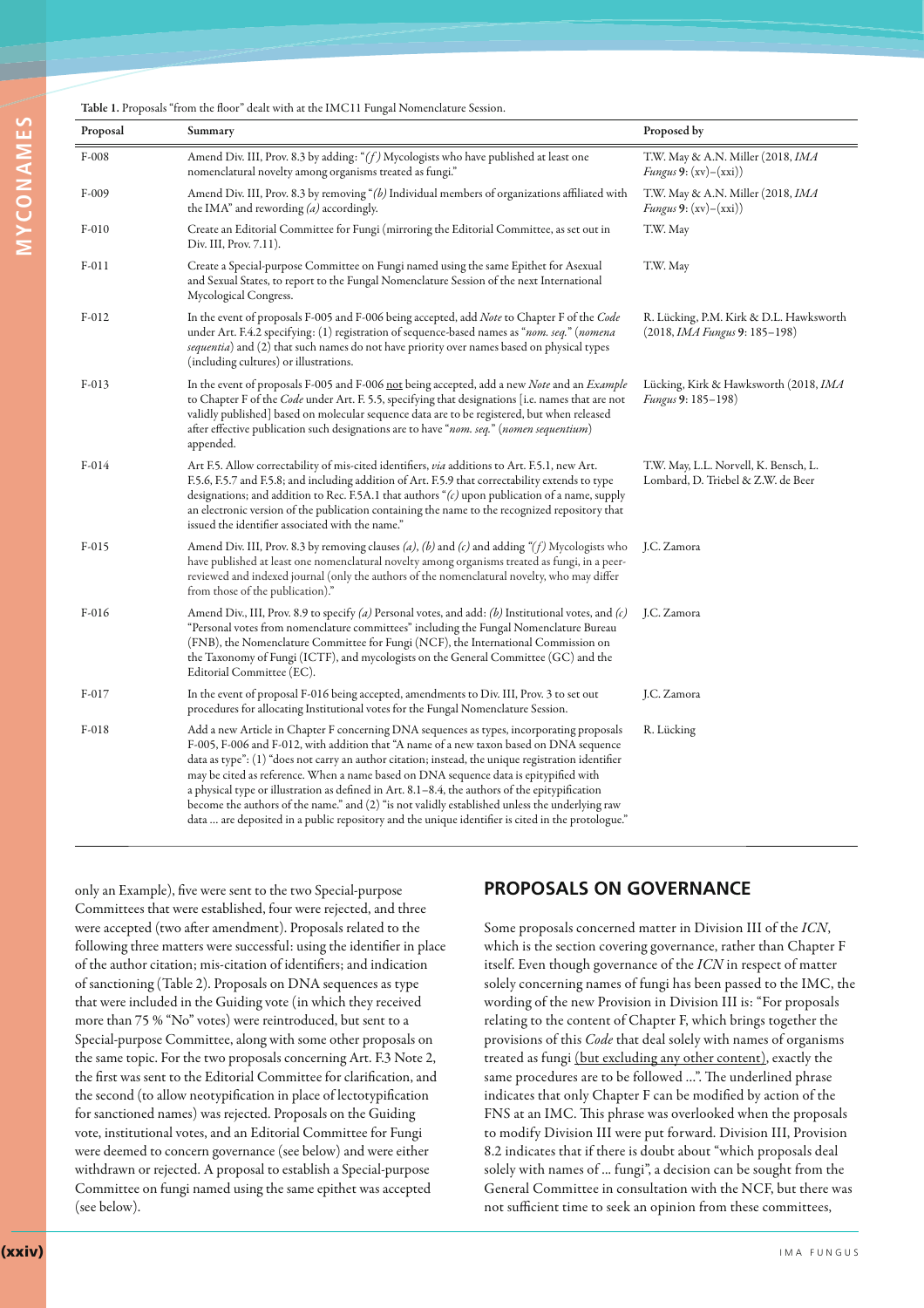Table 1. Proposals "from the floor" dealt with at the IMC11 Fungal Nomenclature Session.

| Proposal | Summary | Proposed by |
| --- | --- | --- |
| F-008 | Amend Div. III, Prov. 8.3 by adding: "*(f)* Mycologists who have published at least one nomenclatural novelty among organisms treated as fungi." | T.W. May & A.N. Miller (2018, *IMA Fungus* **9**: (xv)–(xxi)) |
| F-009 | Amend Div. III, Prov. 8.3 by removing "*(b)* Individual members of organizations affiliated with the IMA" and rewording *(a)* accordingly. | T.W. May & A.N. Miller (2018, *IMA Fungus* **9**: (xv)–(xxi)) |
| F-010 | Create an Editorial Committee for Fungi (mirroring the Editorial Committee, as set out in Div. III, Prov. 7.11). | T.W. May |
| F-011 | Create a Special-purpose Committee on Fungi named using the same Epithet for Asexual and Sexual States, to report to the Fungal Nomenclature Session of the next International Mycological Congress. | T.W. May |
| F-012 | In the event of proposals F-005 and F-006 being accepted, add *Note* to Chapter F of the *Code* under Art. F.4.2 specifying: (1) registration of sequence-based names as "*nom. seq.*" (*nomena sequentia*) and (2) that such names do not have priority over names based on physical types (including cultures) or illustrations. | R. Lücking, P.M. Kirk & D.L. Hawksworth (2018, *IMA Fungus* **9**: 185–198) |
| F-013 | In the event of proposals F-005 and F-006 <u>not</u> being accepted, add a new *Note* and an *Example* to Chapter F of the *Code* under Art. F. 5.5, specifying that designations [i.e. names that are not validly published] based on molecular sequence data are to be registered, but when released after effective publication such designations are to have "*nom. seq.*" (*nomen sequentium*) appended. | Lücking, Kirk & Hawksworth (2018, *IMA Fungus* **9**: 185–198) |
| F-014 | Art F.5. Allow correctability of mis-cited identifiers, *via* additions to Art. F.5.1, new Art. F.5.6, F.5.7 and F.5.8; and including addition of Art. F.5.9 that correctability extends to type designations; and addition to Rec. F.5A.1 that authors "*(c)* upon publication of a name, supply an electronic version of the publication containing the name to the recognized repository that issued the identifier associated with the name." | T.W. May, L.L. Norvell, K. Bensch, L. Lombard, D. Triebel & Z.W. de Beer |
| F-015 | Amend Div. III, Prov. 8.3 by removing clauses *(a)*, *(b)* and *(c)* and adding "*(f)* Mycologists who have published at least one nomenclatural novelty among organisms treated as fungi, in a peer-reviewed and indexed journal (only the authors of the nomenclatural novelty, who may differ from those of the publication)." | J.C. Zamora |
| F-016 | Amend Div., III, Prov. 8.9 to specify *(a)* Personal votes, and add: *(b)* Institutional votes, and *(c)* "Personal votes from nomenclature committees" including the Fungal Nomenclature Bureau (FNB), the Nomenclature Committee for Fungi (NCF), the International Commission on the Taxonomy of Fungi (ICTF), and mycologists on the General Committee (GC) and the Editorial Committee (EC). | J.C. Zamora |
| F-017 | In the event of proposal F-016 being accepted, amendments to Div. III, Prov. 3 to set out procedures for allocating Institutional votes for the Fungal Nomenclature Session. | J.C. Zamora |
| F-018 | Add a new Article in Chapter F concerning DNA sequences as types, incorporating proposals F-005, F-006 and F-012, with addition that "A name of a new taxon based on DNA sequence data as type": (1) "does not carry an author citation; instead, the unique registration identifier may be cited as reference. When a name based on DNA sequence data is epitypified with a physical type or illustration as defined in Art. 8.1–8.4, the authors of the epitypification become the authors of the name." and (2) "is not validly established unless the underlying raw data ... are deposited in a public repository and the unique identifier is cited in the protologue." | R. Lücking |

only an Example), five were sent to the two Special-purpose Committees that were established, four were rejected, and three were accepted (two after amendment). Proposals related to the following three matters were successful: using the identifier in place of the author citation; mis-citation of identifiers; and indication of sanctioning (Table 2). Proposals on DNA sequences as type that were included in the Guiding vote (in which they received more than 75 % "No" votes) were reintroduced, but sent to a Special-purpose Committee, along with some other proposals on the same topic. For the two proposals concerning Art. F.3 Note 2, the first was sent to the Editorial Committee for clarification, and the second (to allow neotypification in place of lectotypification for sanctioned names) was rejected. Proposals on the Guiding vote, institutional votes, and an Editorial Committee for Fungi were deemed to concern governance (see below) and were either withdrawn or rejected. A proposal to establish a Special-purpose Committee on fungi named using the same epithet was accepted (see below).

## PROPOSALS ON GOVERNANCE

Some proposals concerned matter in Division III of the *ICN*, which is the section covering governance, rather than Chapter F itself. Even though governance of the *ICN* in respect of matter solely concerning names of fungi has been passed to the IMC, the wording of the new Provision in Division III is: "For proposals relating to the content of Chapter F, which brings together the provisions of this *Code* that deal solely with names of organisms treated as fungi <u>(but excluding any other content)</u>, exactly the same procedures are to be followed ...". The underlined phrase indicates that only Chapter F can be modified by action of the FNS at an IMC. This phrase was overlooked when the proposals to modify Division III were put forward. Division III, Provision 8.2 indicates that if there is doubt about "which proposals deal solely with names of ... fungi", a decision can be sought from the General Committee in consultation with the NCF, but there was not sufficient time to seek an opinion from these committees,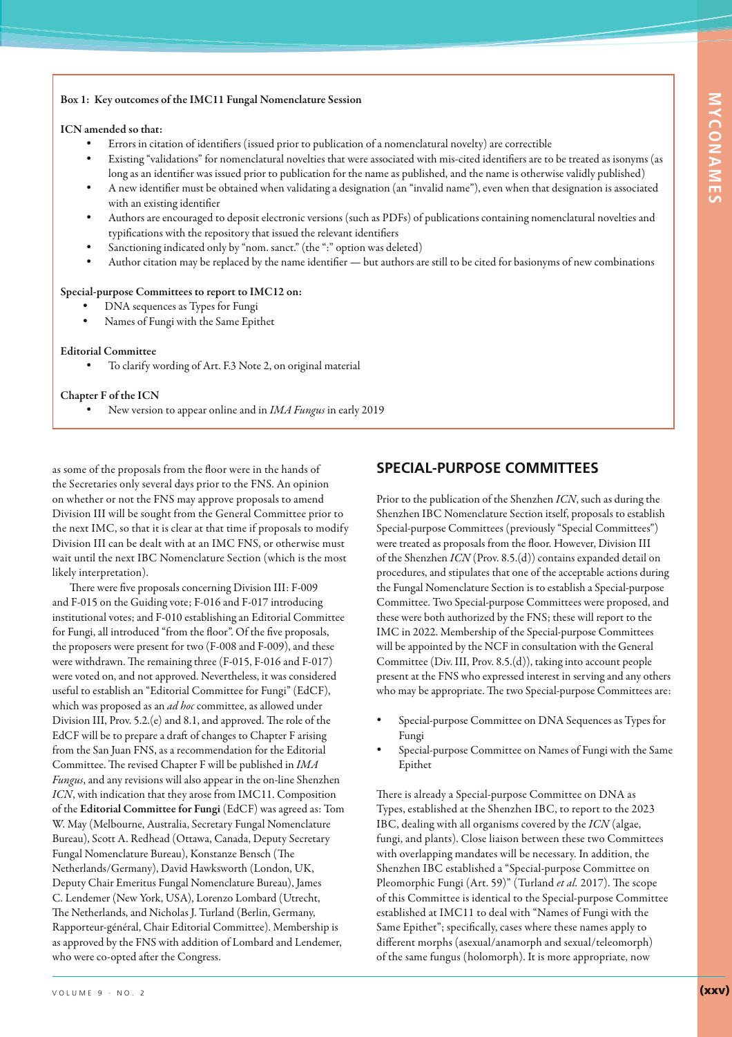**Box 1: Key outcomes of the IMC11 Fungal Nomenclature Session**

**ICN amended so that:**

- Errors in citation of identifiers (issued prior to publication of a nomenclatural novelty) are correctible
- Existing "validations" for nomenclatural novelties that were associated with mis-cited identifiers are to be treated as isonyms (as long as an identifier was issued prior to publication for the name as published, and the name is otherwise validly published)
- A new identifier must be obtained when validating a designation (an "invalid name"), even when that designation is associated with an existing identifier
- Authors are encouraged to deposit electronic versions (such as PDFs) of publications containing nomenclatural novelties and typifications with the repository that issued the relevant identifiers
- Sanctioning indicated only by "nom. sanct." (the ":" option was deleted)
- Author citation may be replaced by the name identifier — but authors are still to be cited for basionyms of new combinations

**Special-purpose Committees to report to IMC12 on:**

- DNA sequences as Types for Fungi
- Names of Fungi with the Same Epithet

**Editorial Committee**

- To clarify wording of Art. F.3 Note 2, on original material

**Chapter F of the ICN**

- New version to appear online and in *IMA Fungus* in early 2019

as some of the proposals from the floor were in the hands of the Secretaries only several days prior to the FNS. An opinion on whether or not the FNS may approve proposals to amend Division III will be sought from the General Committee prior to the next IMC, so that it is clear at that time if proposals to modify Division III can be dealt with at an IMC FNS, or otherwise must wait until the next IBC Nomenclature Section (which is the most likely interpretation).

There were five proposals concerning Division III: F-009 and F-015 on the Guiding vote; F-016 and F-017 introducing institutional votes; and F-010 establishing an Editorial Committee for Fungi, all introduced "from the floor". Of the five proposals, the proposers were present for two (F-008 and F-009), and these were withdrawn. The remaining three (F-015, F-016 and F-017) were voted on, and not approved. Nevertheless, it was considered useful to establish an "Editorial Committee for Fungi" (EdCF), which was proposed as an *ad hoc* committee, as allowed under Division III, Prov. 5.2.(e) and 8.1, and approved. The role of the EdCF will be to prepare a draft of changes to Chapter F arising from the San Juan FNS, as a recommendation for the Editorial Committee. The revised Chapter F will be published in *IMA Fungus*, and any revisions will also appear in the on-line Shenzhen *ICN*, with indication that they arose from IMC11. Composition of the **Editorial Committee for Fungi** (EdCF) was agreed as: Tom W. May (Melbourne, Australia, Secretary Fungal Nomenclature Bureau), Scott A. Redhead (Ottawa, Canada, Deputy Secretary Fungal Nomenclature Bureau), Konstanze Bensch (The Netherlands/Germany), David Hawksworth (London, UK, Deputy Chair Emeritus Fungal Nomenclature Bureau), James C. Lendemer (New York, USA), Lorenzo Lombard (Utrecht, The Netherlands, and Nicholas J. Turland (Berlin, Germany, Rapporteur-général, Chair Editorial Committee). Membership is as approved by the FNS with addition of Lombard and Lendemer, who were co-opted after the Congress.

## SPECIAL-PURPOSE COMMITTEES

Prior to the publication of the Shenzhen *ICN*, such as during the Shenzhen IBC Nomenclature Section itself, proposals to establish Special-purpose Committees (previously "Special Committees") were treated as proposals from the floor. However, Division III of the Shenzhen *ICN* (Prov. 8.5.(d)) contains expanded detail on procedures, and stipulates that one of the acceptable actions during the Fungal Nomenclature Section is to establish a Special-purpose Committee. Two Special-purpose Committees were proposed, and these were both authorized by the FNS; these will report to the IMC in 2022. Membership of the Special-purpose Committees will be appointed by the NCF in consultation with the General Committee (Div. III, Prov. 8.5.(d)), taking into account people present at the FNS who expressed interest in serving and any others who may be appropriate. The two Special-purpose Committees are:

- Special-purpose Committee on DNA Sequences as Types for Fungi
- Special-purpose Committee on Names of Fungi with the Same Epithet

There is already a Special-purpose Committee on DNA as Types, established at the Shenzhen IBC, to report to the 2023 IBC, dealing with all organisms covered by the *ICN* (algae, fungi, and plants). Close liaison between these two Committees with overlapping mandates will be necessary. In addition, the Shenzhen IBC established a "Special-purpose Committee on Pleomorphic Fungi (Art. 59)" (Turland *et al.* 2017). The scope of this Committee is identical to the Special-purpose Committee established at IMC11 to deal with "Names of Fungi with the Same Epithet"; specifically, cases where these names apply to different morphs (asexual/anamorph and sexual/teleomorph) of the same fungus (holomorph). It is more appropriate, now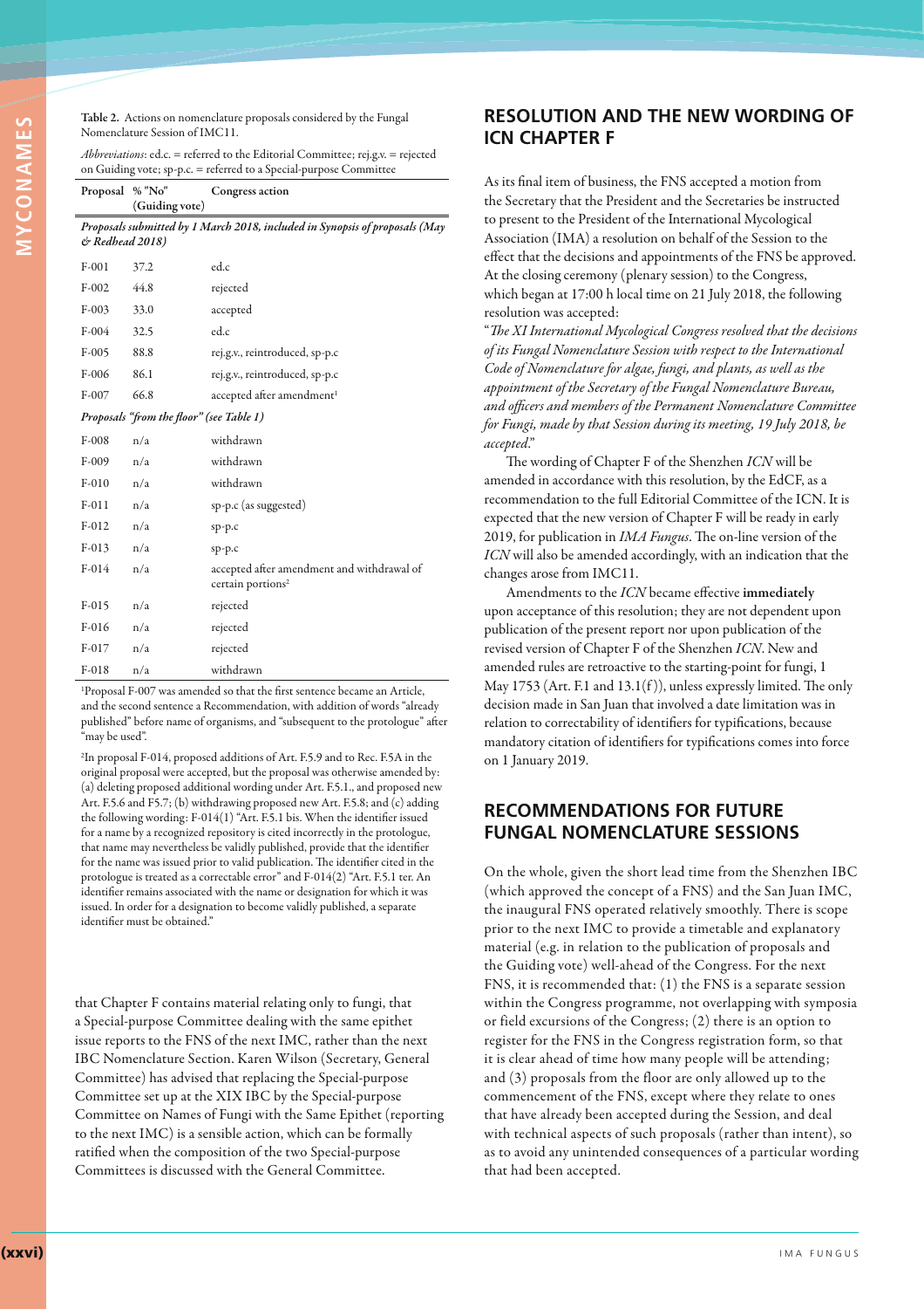Table 2. Actions on nomenclature proposals considered by the Fungal Nomenclature Session of IMC11.

*Abbreviations*: ed.c. = referred to the Editorial Committee; rej.g.v. = rejected on Guiding vote; sp-p.c. = referred to a Special-purpose Committee

| Proposal | % "No" (Guiding vote) | Congress action |
|---|---|---|
| ***Proposals submitted by 1 March 2018, included in Synopsis of proposals (May & Redhead 2018)*** | | |
| F-001 | 37.2 | ed.c |
| F-002 | 44.8 | rejected |
| F-003 | 33.0 | accepted |
| F-004 | 32.5 | ed.c |
| F-005 | 88.8 | rej.g.v., reintroduced, sp-p.c |
| F-006 | 86.1 | rej.g.v., reintroduced, sp-p.c |
| F-007 | 66.8 | accepted after amendment[1] |
| ***Proposals "from the floor" (see Table 1)*** | | |
| F-008 | n/a | withdrawn |
| F-009 | n/a | withdrawn |
| F-010 | n/a | withdrawn |
| F-011 | n/a | sp-p.c (as suggested) |
| F-012 | n/a | sp-p.c |
| F-013 | n/a | sp-p.c |
| F-014 | n/a | accepted after amendment and withdrawal of certain portions[2] |
| F-015 | n/a | rejected |
| F-016 | n/a | rejected |
| F-017 | n/a | rejected |
| F-018 | n/a | withdrawn |

[1]Proposal F-007 was amended so that the first sentence became an Article, and the second sentence a Recommendation, with addition of words "already published" before name of organisms, and "subsequent to the protologue" after "may be used".

[2]In proposal F-014, proposed additions of Art. F.5.9 and to Rec. F.5A in the original proposal were accepted, but the proposal was otherwise amended by: (a) deleting proposed additional wording under Art. F.5.1., and proposed new Art. F.5.6 and F5.7; (b) withdrawing proposed new Art. F.5.8; and (c) adding the following wording: F-014(1) "Art. F.5.1 bis. When the identifier issued for a name by a recognized repository is cited incorrectly in the protologue, that name may nevertheless be validly published, provide that the identifier for the name was issued prior to valid publication. The identifier cited in the protologue is treated as a correctable error" and F-014(2) "Art. F.5.1 ter. An identifier remains associated with the name or designation for which it was issued. In order for a designation to become validly published, a separate identifier must be obtained."

that Chapter F contains material relating only to fungi, that a Special-purpose Committee dealing with the same epithet issue reports to the FNS of the next IMC, rather than the next IBC Nomenclature Section. Karen Wilson (Secretary, General Committee) has advised that replacing the Special-purpose Committee set up at the XIX IBC by the Special-purpose Committee on Names of Fungi with the Same Epithet (reporting to the next IMC) is a sensible action, which can be formally ratified when the composition of the two Special-purpose Committees is discussed with the General Committee.

## RESOLUTION AND THE NEW WORDING OF ICN CHAPTER F

As its final item of business, the FNS accepted a motion from the Secretary that the President and the Secretaries be instructed to present to the President of the International Mycological Association (IMA) a resolution on behalf of the Session to the effect that the decisions and appointments of the FNS be approved. At the closing ceremony (plenary session) to the Congress, which began at 17:00 h local time on 21 July 2018, the following resolution was accepted:

"*The XI International Mycological Congress resolved that the decisions of its Fungal Nomenclature Session with respect to the International Code of Nomenclature for algae, fungi, and plants, as well as the appointment of the Secretary of the Fungal Nomenclature Bureau, and officers and members of the Permanent Nomenclature Committee for Fungi, made by that Session during its meeting, 19 July 2018, be accepted*."

The wording of Chapter F of the Shenzhen *ICN* will be amended in accordance with this resolution, by the EdCF, as a recommendation to the full Editorial Committee of the ICN. It is expected that the new version of Chapter F will be ready in early 2019, for publication in *IMA Fungus*. The on-line version of the *ICN* will also be amended accordingly, with an indication that the changes arose from IMC11.

Amendments to the *ICN* became effective **immediately** upon acceptance of this resolution; they are not dependent upon publication of the present report nor upon publication of the revised version of Chapter F of the Shenzhen *ICN*. New and amended rules are retroactive to the starting-point for fungi, 1 May 1753 (Art. F.1 and 13.1(f)), unless expressly limited. The only decision made in San Juan that involved a date limitation was in relation to correctability of identifiers for typifications, because mandatory citation of identifiers for typifications comes into force on 1 January 2019.

## RECOMMENDATIONS FOR FUTURE FUNGAL NOMENCLATURE SESSIONS

On the whole, given the short lead time from the Shenzhen IBC (which approved the concept of a FNS) and the San Juan IMC, the inaugural FNS operated relatively smoothly. There is scope prior to the next IMC to provide a timetable and explanatory material (e.g. in relation to the publication of proposals and the Guiding vote) well-ahead of the Congress. For the next FNS, it is recommended that: (1) the FNS is a separate session within the Congress programme, not overlapping with symposia or field excursions of the Congress; (2) there is an option to register for the FNS in the Congress registration form, so that it is clear ahead of time how many people will be attending; and (3) proposals from the floor are only allowed up to the commencement of the FNS, except where they relate to ones that have already been accepted during the Session, and deal with technical aspects of such proposals (rather than intent), so as to avoid any unintended consequences of a particular wording that had been accepted.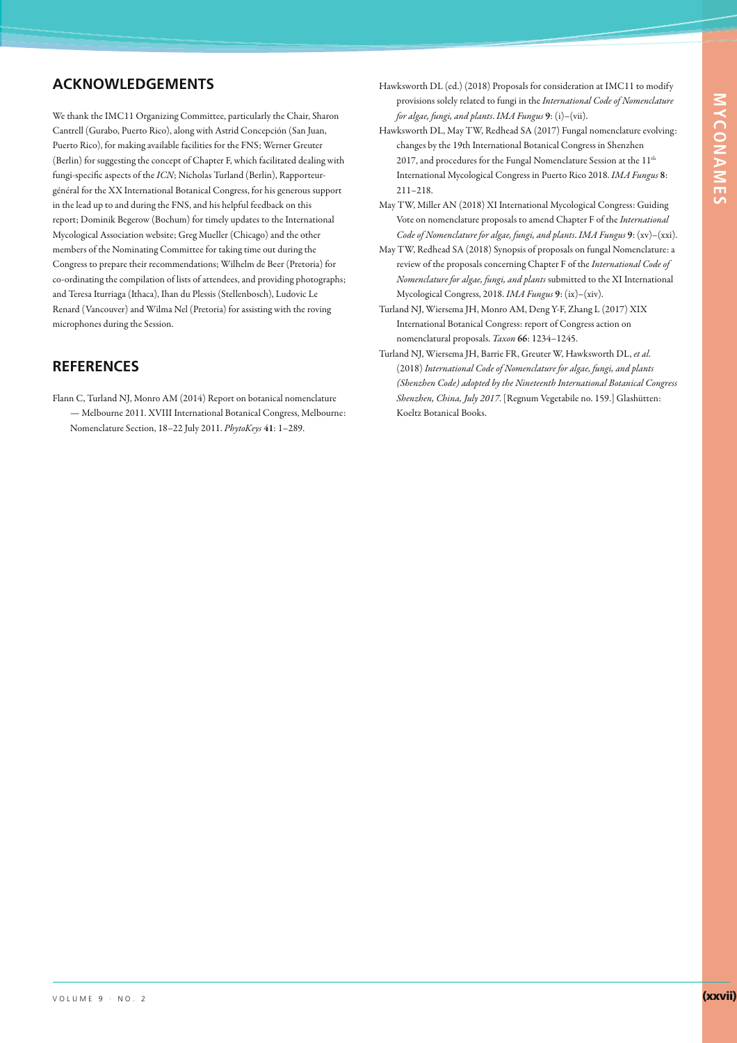## ACKNOWLEDGEMENTS

We thank the IMC11 Organizing Committee, particularly the Chair, Sharon Cantrell (Gurabo, Puerto Rico), along with Astrid Concepción (San Juan, Puerto Rico), for making available facilities for the FNS; Werner Greuter (Berlin) for suggesting the concept of Chapter F, which facilitated dealing with fungi-specific aspects of the *ICN*; Nicholas Turland (Berlin), Rapporteur-général for the XX International Botanical Congress, for his generous support in the lead up to and during the FNS, and his helpful feedback on this report; Dominik Begerow (Bochum) for timely updates to the International Mycological Association website; Greg Mueller (Chicago) and the other members of the Nominating Committee for taking time out during the Congress to prepare their recommendations; Wilhelm de Beer (Pretoria) for co-ordinating the compilation of lists of attendees, and providing photographs; and Teresa Iturriaga (Ithaca), Ihan du Plessis (Stellenbosch), Ludovic Le Renard (Vancouver) and Wilma Nel (Pretoria) for assisting with the roving microphones during the Session.

## REFERENCES

Flann C, Turland NJ, Monro AM (2014) Report on botanical nomenclature — Melbourne 2011. XVIII International Botanical Congress, Melbourne: Nomenclature Section, 18–22 July 2011. *PhytoKeys* **41**: 1–289.

Hawksworth DL (ed.) (2018) Proposals for consideration at IMC11 to modify provisions solely related to fungi in the *International Code of Nomenclature for algae, fungi, and plants*. *IMA Fungus* **9**: (i)–(vii).

Hawksworth DL, May TW, Redhead SA (2017) Fungal nomenclature evolving: changes by the 19th International Botanical Congress in Shenzhen 2017, and procedures for the Fungal Nomenclature Session at the 11th International Mycological Congress in Puerto Rico 2018. *IMA Fungus* **8**: 211–218.

May TW, Miller AN (2018) XI International Mycological Congress: Guiding Vote on nomenclature proposals to amend Chapter F of the *International Code of Nomenclature for algae, fungi, and plants*. *IMA Fungus* **9**: (xv)–(xxi).

May TW, Redhead SA (2018) Synopsis of proposals on fungal Nomenclature: a review of the proposals concerning Chapter F of the *International Code of Nomenclature for algae, fungi, and plants* submitted to the XI International Mycological Congress, 2018. *IMA Fungus* **9**: (ix)–(xiv).

Turland NJ, Wiersema JH, Monro AM, Deng Y-F, Zhang L (2017) XIX International Botanical Congress: report of Congress action on nomenclature proposals. *Taxon* **66**: 1234–1245.

Turland NJ, Wiersema JH, Barrie FR, Greuter W, Hawksworth DL, *et al.* (2018) *International Code of Nomenclature for algae, fungi, and plants (Shenzhen Code) adopted by the Nineteenth International Botanical Congress Shenzhen, China, July 2017*. [Regnum Vegetabile no. 159.] Glashütten: Koeltz Botanical Books.